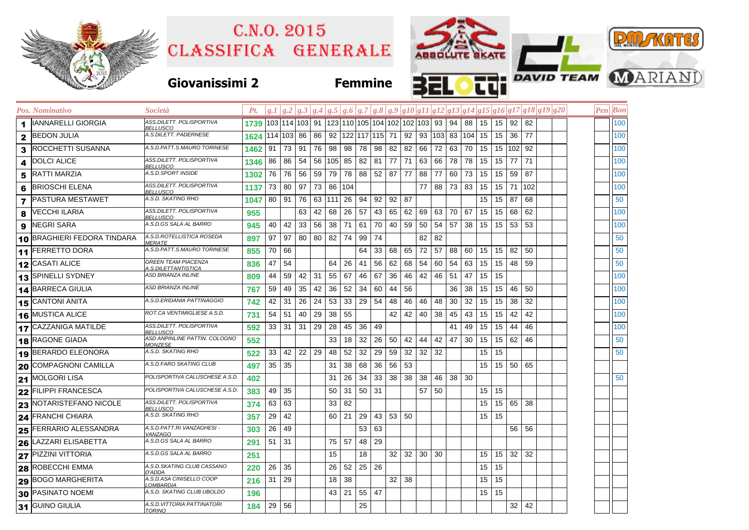# C.N.O. 2015
# Classifica Generale

**Giovanissimi 2** **Femmine**

| Pos. | Nominativo | Società | Pt. | g.1 | g.2 | g.3 | g.4 | g.5 | g.6 | g.7 | g.8 | g.9 | g10 | g11 | g12 | g13 | g14 | g15 | g16 | g17 | g18 | g19 | g20 | Pen | Bon |
|---|---|---|---|---|---|---|---|---|---|---|---|---|---|---|---|---|---|---|---|---|---|---|---|---|---|
| 1 | IANNARELLI GIORGIA | ASS.DILETT. POLISPORTIVA BELLUSCO | 1739 | 103 | 114 | 103 | 91 | 123 | 110 | 105 | 104 | 102 | 102 | 103 | 93 | 94 | 88 | 15 | 15 | 92 | 82 | | | | 100 |
| 2 | BEDON JULIA | A.S.DILETT. PADERNESE | 1624 | 114 | 103 | 86 | 86 | 92 | 122 | 117 | 115 | 71 | 92 | 93 | 103 | 83 | 104 | 15 | 15 | 36 | 77 | | | | 100 |
| 3 | ROCCHETTI SUSANNA | A.S.D.PATT.S.MAURO TORINESE | 1462 | 91 | 73 | 91 | 76 | 98 | 98 | 78 | 98 | 82 | 82 | 66 | 72 | 63 | 70 | 15 | 15 | 102 | 92 | | | | 100 |
| 4 | DOLCI ALICE | ASS.DILETT. POLISPORTIVA BELLUSCO | 1346 | 86 | 86 | 54 | 56 | 105 | 85 | 82 | 81 | 77 | 71 | 63 | 66 | 78 | 78 | 15 | 15 | 77 | 71 | | | | 100 |
| 5 | RATTI MARZIA | A.S.D.SPORT INSIDE | 1302 | 76 | 76 | 56 | 59 | 79 | 78 | 88 | 52 | 87 | 77 | 88 | 77 | 60 | 73 | 15 | 15 | 59 | 87 | | | | 100 |
| 6 | BRIOSCHI ELENA | ASS.DILETT. POLISPORTIVA BELLUSCO | 1137 | 73 | 80 | 97 | 73 | 86 | 104 | | | | | 77 | 88 | 73 | 83 | 15 | 15 | 71 | 102 | | | | 100 |
| 7 | PASTURA MESTAWET | A.S.D. SKATING RHO | 1047 | 80 | 91 | 76 | 63 | 111 | 26 | 94 | 92 | 92 | 87 | | | | | 15 | 15 | 87 | 68 | | | | 50 |
| 8 | VECCHI ILARIA | ASS.DILETT. POLISPORTIVA BELLUSCO | 955 | | | 63 | 42 | 68 | 26 | 57 | 43 | 65 | 62 | 69 | 63 | 70 | 67 | 15 | 15 | 68 | 62 | | | | 100 |
| 9 | NEGRI SARA | A.S.D.GS SALA AL BARRO | 945 | 40 | 42 | 33 | 56 | 38 | 71 | 61 | 70 | 40 | 59 | 50 | 54 | 57 | 38 | 15 | 15 | 53 | 53 | | | | 100 |
| 10 | BRAGHIERI FEDORA TINDARA | A.S.D.ROTELLISTICA ROSEDA MERATE | 897 | 97 | 97 | 80 | 80 | 82 | 74 | 99 | 74 | | | 82 | 82 | | | | | | | | | | 50 |
| 11 | FERRETTO DORA | A.S.D.PATT.S.MAURO TORINESE | 855 | 70 | 66 | | | | | 64 | 33 | 68 | 65 | 72 | 57 | 88 | 60 | 15 | 15 | 82 | 50 | | | | 50 |
| 12 | CASATI ALICE | GREEN TEAM PIACENZA A.S.DILETTANTISTICA | 836 | 47 | 54 | | | 64 | 26 | 41 | 56 | 62 | 68 | 54 | 60 | 54 | 63 | 15 | 15 | 48 | 59 | | | | 50 |
| 13 | SPINELLI SYDNEY | ASD BRIANZA INLINE | 809 | 44 | 59 | 42 | 31 | 55 | 67 | 46 | 67 | 36 | 46 | 42 | 46 | 51 | 47 | 15 | 15 | | | | | | 100 |
| 14 | BARRECA GIULIA | ASD BRIANZA INLINE | 767 | 59 | 49 | 35 | 42 | 36 | 52 | 34 | 60 | 44 | 56 | | | 36 | 38 | 15 | 15 | 46 | 50 | | | | 100 |
| 15 | CANTONI ANITA | A.S.D.ERIDANIA PATTINAGGIO | 742 | 42 | 31 | 26 | 24 | 53 | 33 | 29 | 54 | 48 | 46 | 46 | 48 | 30 | 32 | 15 | 15 | 38 | 32 | | | | 100 |
| 16 | MUSTICA ALICE | ROT.CA VENTIMIGLIESE A.S.D. | 731 | 54 | 51 | 40 | 29 | 38 | 55 | | | 42 | 42 | 40 | 38 | 45 | 43 | 15 | 15 | 42 | 42 | | | | 100 |
| 17 | CAZZANIGA MATILDE | ASS.DILETT. POLISPORTIVA BELLUSCO | 592 | 33 | 31 | 31 | 29 | 28 | 45 | 36 | 49 | | | | | 41 | 49 | 15 | 15 | 44 | 46 | | | | 100 |
| 18 | RAGONE GIADA | ASD ANPINLINE PATTIN. COLOGNO MONZESE | 552 | | | | | 33 | 18 | 32 | 26 | 50 | 42 | 44 | 42 | 47 | 30 | 15 | 15 | 62 | 46 | | | | 50 |
| 19 | BERARDO ELEONORA | A.S.D. SKATING RHO | 522 | 33 | 42 | 22 | 29 | 48 | 52 | 32 | 29 | 59 | 32 | 32 | 32 | | | 15 | 15 | | | | | | 50 |
| 20 | COMPAGNONI CAMILLA | A.S.D.FARO SKATING CLUB | 497 | 35 | 35 | | | 31 | 38 | 68 | 36 | 56 | 53 | | | | | 15 | 15 | 50 | 65 | | | | |
| 21 | MOLGORI LISA | POLISPORTIVA CALUSCHESE A.S.D. | 402 | | | | | 31 | 26 | 34 | 33 | 38 | 38 | 38 | 46 | 38 | 30 | | | | | | | | 50 |
| 22 | FILIPPI FRANCESCA | POLISPORTIVA CALUSCHESE A.S.D. | 383 | 49 | 35 | | | 50 | 31 | 50 | 31 | | | 57 | 50 | | | 15 | 15 | | | | | | |
| 23 | NOTARISTEFANO NICOLE | ASS.DILETT. POLISPORTIVA BELLUSCO | 374 | 63 | 63 | | | 33 | 82 | | | | | | | | | 15 | 15 | 65 | 38 | | | | |
| 24 | FRANCHI CHIARA | A.S.D. SKATING RHO | 357 | 29 | 42 | | | 60 | 21 | 29 | 43 | 53 | 50 | | | | | 15 | 15 | | | | | | |
| 25 | FERRARIO ALESSANDRA | A.S.D.PATT.RI VANZAGHESI - VANZAGO | 303 | 26 | 49 | | | | | 53 | 63 | | | | | | | | | 56 | 56 | | | | |
| 26 | LAZZARI ELISABETTA | A.S.D.GS SALA AL BARRO | 291 | 51 | 31 | | | 75 | 57 | 48 | 29 | | | | | | | | | | | | | | |
| 27 | PIZZINI VITTORIA | A.S.D.GS SALA AL BARRO | 251 | | | | | 15 | | 18 | | 32 | 32 | 30 | 30 | | | 15 | 15 | 32 | 32 | | | | |
| 28 | ROBECCHI EMMA | A.S.D.SKATING CLUB CASSANO D'ADDA | 220 | 26 | 35 | | | 26 | 52 | 25 | 26 | | | | | | | 15 | 15 | | | | | | |
| 29 | BOGO MARGHERITA | A.S.D.ASA CINISELLO COOP LOMBARDIA | 216 | 31 | 29 | | | 18 | 38 | | | 32 | 38 | | | | | 15 | 15 | | | | | | |
| 30 | PASINATO NOEMI | A.S.D. SKATING CLUB UBOLDO | 196 | | | | | 43 | 21 | 55 | 47 | | | | | | | 15 | 15 | | | | | | |
| 31 | GUINO GIULIA | A.S.D.VITTORIA PATTINATORI TORINO | 184 | 29 | 56 | | | | | 25 | | | | | | | | | | 32 | 42 | | | | |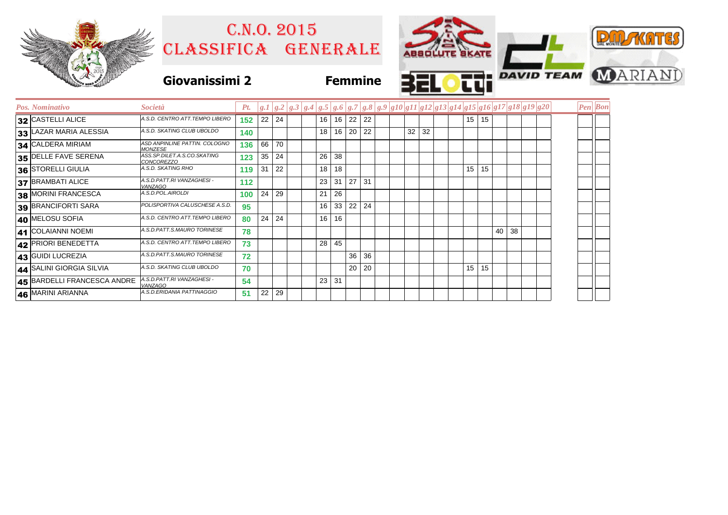# C.N.O. 2015
# CLASSIFICA GENERALE

**Giovanissimi 2** **Femmine**

| Pos. | Nominativo | Società | Pt. | g.1 | g.2 | g.3 | g.4 | g.5 | g.6 | g.7 | g.8 | g.9 | g10 | g11 | g12 | g13 | g14 | g15 | g16 | g17 | g18 | g19 | g20 | Pen | Bon |
|---|---|---|---|---|---|---|---|---|---|---|---|---|---|---|---|---|---|---|---|---|---|---|---|---|---|
| 32 | CASTELLI ALICE | A.S.D. CENTRO ATT.TEMPO LIBERO | 152 | 22 | 24 | | | 16 | 16 | 22 | 22 | | | | | | | 15 | 15 | | | | | | |
| 33 | LAZAR MARIA ALESSIA | A.S.D. SKATING CLUB UBOLDO | 140 | | | | | 18 | 16 | 20 | 22 | | | 32 | 32 | | | | | | | | | | |
| 34 | CALDERA MIRIAM | ASD ANPINLINE PATTIN. COLOGNO MONZESE | 136 | 66 | 70 | | | | | | | | | | | | | | | | | | | | |
| 35 | DELLE FAVE SERENA | ASS.SP.DILET.A.S.CO.SKATING CONCOREZZO | 123 | 35 | 24 | | | 26 | 38 | | | | | | | | | | | | | | | | |
| 36 | STORELLI GIULIA | A.S.D. SKATING RHO | 119 | 31 | 22 | | | 18 | 18 | | | | | | | | | 15 | 15 | | | | | | |
| 37 | BRAMBATI ALICE | A.S.D.PATT.RI VANZAGHESI - VANZAGO | 112 | | | | | 23 | 31 | 27 | 31 | | | | | | | | | | | | | | |
| 38 | MORINI FRANCESCA | A.S.D.POL.AIROLDI | 100 | 24 | 29 | | | 21 | 26 | | | | | | | | | | | | | | | | |
| 39 | BRANCIFORTI SARA | POLISPORTIVA CALUSCHESE A.S.D. | 95 | | | | | 16 | 33 | 22 | 24 | | | | | | | | | | | | | | |
| 40 | MELOSU SOFIA | A.S.D. CENTRO ATT.TEMPO LIBERO | 80 | 24 | 24 | | | 16 | 16 | | | | | | | | | | | | | | | | |
| 41 | COLAIANNI NOEMI | A.S.D.PATT.S.MAURO TORINESE | 78 | | | | | | | | | | | | | | | | | 40 | 38 | | | | |
| 42 | PRIORI BENEDETTA | A.S.D. CENTRO ATT.TEMPO LIBERO | 73 | | | | | 28 | 45 | | | | | | | | | | | | | | | | |
| 43 | GUIDI LUCREZIA | A.S.D.PATT.S.MAURO TORINESE | 72 | | | | | | | 36 | 36 | | | | | | | | | | | | | | |
| 44 | SALINI GIORGIA SILVIA | A.S.D. SKATING CLUB UBOLDO | 70 | | | | | | | 20 | 20 | | | | | | | 15 | 15 | | | | | | |
| 45 | BARDELLI FRANCESCA ANDRE | A.S.D.PATT.RI VANZAGHESI - VANZAGO | 54 | | | | | 23 | 31 | | | | | | | | | | | | | | | | |
| 46 | MARINI ARIANNA | A.S.D.ERIDANIA PATTINAGGIO | 51 | 22 | 29 | | | | | | | | | | | | | | | | | | | | |